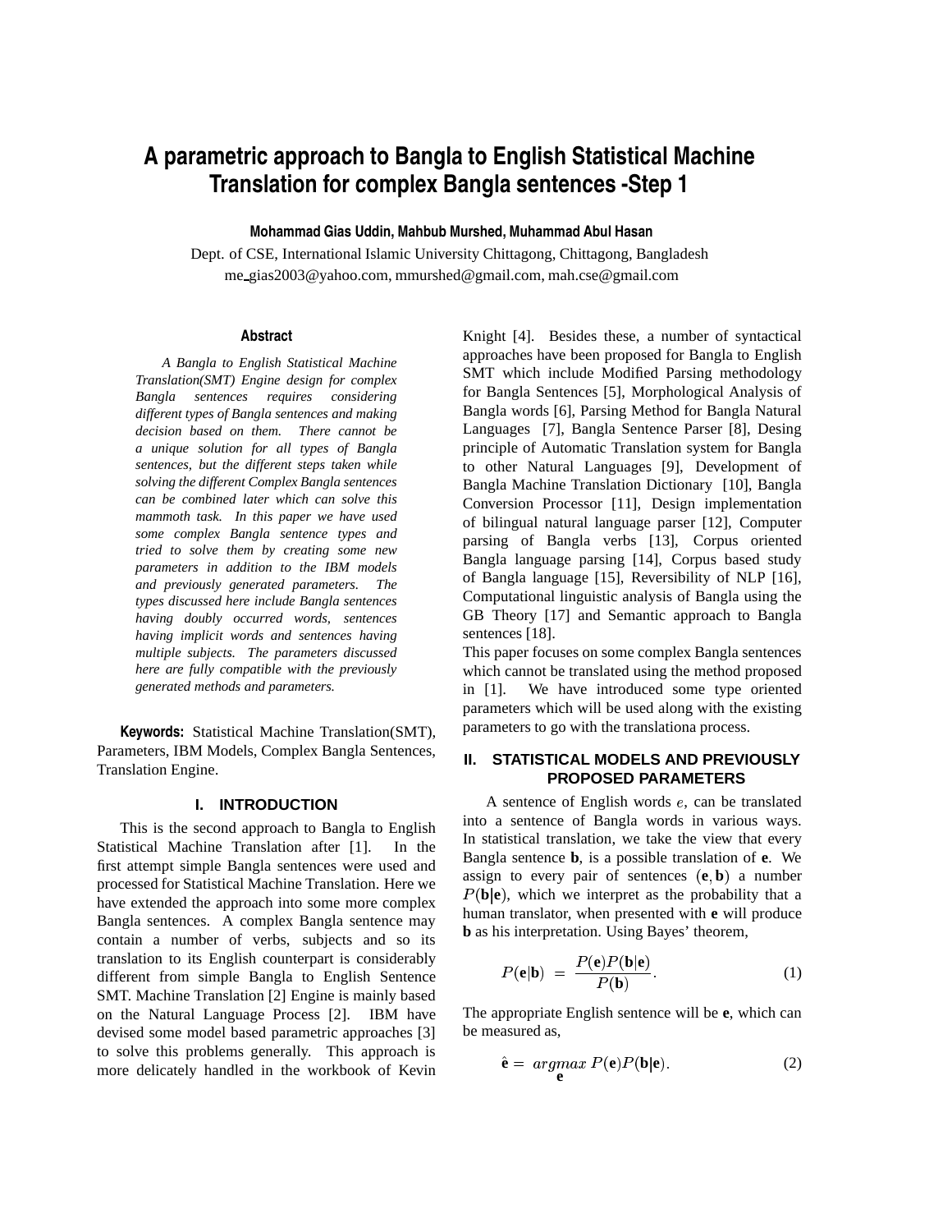# A parametric approach to Bangla to English Statistical Machine Translation for complex Bangla sentences -Step 1

**Mohammad Gias Uddin, Mahbub Murshed, Muhammad Abul Hasan**

Dept. of CSE, International Islamic University Chittagong, Chittagong, Bangladesh
me_gias2003@yahoo.com, mmurshed@gmail.com, mah.cse@gmail.com

### Abstract

*A Bangla to English Statistical Machine Translation(SMT) Engine design for complex Bangla sentences requires considering different types of Bangla sentences and making decision based on them. There cannot be a unique solution for all types of Bangla sentences, but the different steps taken while solving the different Complex Bangla sentences can be combined later which can solve this mammoth task. In this paper we have used some complex Bangla sentence types and tried to solve them by creating some new parameters in addition to the IBM models and previously generated parameters. The types discussed here include Bangla sentences having doubly occurred words, sentences having implicit words and sentences having multiple subjects. The parameters discussed here are fully compatible with the previously generated methods and parameters.*

**Keywords:** Statistical Machine Translation(SMT), Parameters, IBM Models, Complex Bangla Sentences, Translation Engine.

## I. INTRODUCTION

This is the second approach to Bangla to English Statistical Machine Translation after [1]. In the first attempt simple Bangla sentences were used and processed for Statistical Machine Translation. Here we have extended the approach into some more complex Bangla sentences. A complex Bangla sentence may contain a number of verbs, subjects and so its translation to its English counterpart is considerably different from simple Bangla to English Sentence SMT. Machine Translation [2] Engine is mainly based on the Natural Language Process [2]. IBM have devised some model based parametric approaches [3] to solve this problems generally. This approach is more delicately handled in the workbook of Kevin Knight [4]. Besides these, a number of syntactical approaches have been proposed for Bangla to English SMT which include Modified Parsing methodology for Bangla Sentences [5], Morphological Analysis of Bangla words [6], Parsing Method for Bangla Natural Languages [7], Bangla Sentence Parser [8], Desing principle of Automatic Translation system for Bangla to other Natural Languages [9], Development of Bangla Machine Translation Dictionary [10], Bangla Conversion Processor [11], Design implementation of bilingual natural language parser [12], Computer parsing of Bangla verbs [13], Corpus oriented Bangla language parsing [14], Corpus based study of Bangla language [15], Reversibility of NLP [16], Computational linguistic analysis of Bangla using the GB Theory [17] and Semantic approach to Bangla sentences [18].

This paper focuses on some complex Bangla sentences which cannot be translated using the method proposed in [1]. We have introduced some type oriented parameters which will be used along with the existing parameters to go with the translationa process.

## II. STATISTICAL MODELS AND PREVIOUSLY PROPOSED PARAMETERS

A sentence of English words $e$, can be translated into a sentence of Bangla words in various ways. In statistical translation, we take the view that every Bangla sentence **b**, is a possible translation of **e**. We assign to every pair of sentences $(\mathbf{e}, \mathbf{b})$ a number $P(\mathbf{b}|\mathbf{e})$, which we interpret as the probability that a human translator, when presented with **e** will produce **b** as his interpretation. Using Bayes' theorem,

$$P(\mathbf{e}|\mathbf{b}) = \frac{P(\mathbf{e})P(\mathbf{b}|\mathbf{e})}{P(\mathbf{b})}. \tag{1}$$

The appropriate English sentence will be **e**, which can be measured as,

$$\hat{\mathbf{e}} = \underset{\mathbf{e}}{argmax}\, P(\mathbf{e})P(\mathbf{b}|\mathbf{e}). \tag{2}$$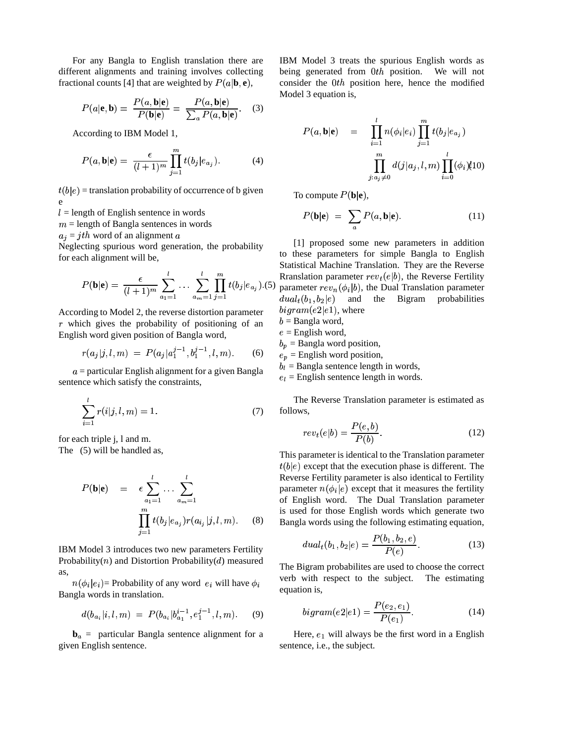For any Bangla to English translation there are different alignments and training involves collecting fractional counts [4] that are weighted by $P(a|\mathbf{b},\mathbf{e})$,

$$P(a|\mathbf{e},\mathbf{b}) = \frac{P(a,\mathbf{b}|\mathbf{e})}{P(\mathbf{b}|\mathbf{e})} = \frac{P(a,\mathbf{b}|\mathbf{e})}{\sum_a P(a,\mathbf{b}|\mathbf{e})}. \quad (3)$$

According to IBM Model 1,

$$P(a,\mathbf{b}|\mathbf{e}) = \frac{\epsilon}{(l+1)^m}\prod_{j=1}^{m} t(b_j|e_{a_j}). \quad (4)$$

$t(b|e)$ = translation probability of occurrence of b given e
$l$ = length of English sentence in words
$m$ = length of Bangla sentences in words
$a_j$ = $jth$ word of an alignment $a$
Neglecting spurious word generation, the probability for each alignment will be,

$$P(\mathbf{b}|\mathbf{e}) = \frac{\epsilon}{(l+1)^m}\sum_{a_1=1}^{l}\cdots\sum_{a_m=1}^{l}\prod_{j=1}^{m} t(b_j|e_{a_j}). \quad (5)$$

According to Model 2, the reverse distortion parameter $r$ which gives the probability of positioning of an English word given position of Bangla word,

$$r(a_j|j,l,m) = P(a_j|a_1^{j-1},b_1^{j-1},l,m). \quad (6)$$

$a$ = particular English alignment for a given Bangla sentence which satisfy the constraints,

$$\sum_{i=1}^{l} r(i|j,l,m) = 1. \quad (7)$$

for each triple j, l and m.
The (5) will be handled as,

$$P(\mathbf{b}|\mathbf{e}) = \epsilon\sum_{a_1=1}^{l}\cdots\sum_{a_m=1}^{l}\prod_{j=1}^{m} t(b_j|e_{a_j})r(a_{i_j}|j,l,m). \quad (8)$$

IBM Model 3 introduces two new parameters Fertility Probability($n$) and Distortion Probability($d$) measured as,

$n(\phi_i|e_i)$= Probability of any word $e_i$ will have $\phi_i$ Bangla words in translation.

$$d(b_{a_i}|i,l,m) = P(b_{a_i}|b_{a_1}^{i-1},e_1^{j-1},l,m). \quad (9)$$

$\mathbf{b}_a$ = particular Bangla sentence alignment for a given English sentence.

IBM Model 3 treats the spurious English words as being generated from $0th$ position. We will not consider the $0th$ position here, hence the modified Model 3 equation is,

$$P(a,\mathbf{b}|\mathbf{e}) = \prod_{i=1}^{l} n(\phi_i|e_i)\prod_{j=1}^{m} t(b_j|e_{a_j}) \prod_{j:a_j\neq 0}^{m} d(j|a_j,l,m)\prod_{i=0}^{l}(\phi_i)! \quad (10)$$

To compute $P(\mathbf{b}|\mathbf{e})$,

$$P(\mathbf{b}|\mathbf{e}) = \sum_a P(a,\mathbf{b}|\mathbf{e}). \quad (11)$$

[1] proposed some new parameters in addition to these parameters for simple Bangla to English Statistical Machine Translation. They are the Reverse Rranslation parameter $rev_t(e|b)$, the Reverse Fertility parameter $rev_n(\phi_i|b)$, the Dual Translation parameter $dual_t(b_1,b_2|e)$ and the Bigram probabilities $bigram(e2|e1)$, where
$b$ = Bangla word,
$e$ = English word,
$b_p$ = Bangla word position,
$e_p$ = English word position,
$b_l$ = Bangla sentence length in words,
$e_l$ = English sentence length in words.

The Reverse Translation parameter is estimated as follows,

$$rev_t(e|b) = \frac{P(e,b)}{P(b)}. \quad (12)$$

This parameter is identical to the Translation parameter $t(b|e)$ except that the execution phase is different. The Reverse Fertility parameter is also identical to Fertility parameter $n(\phi_i|e)$ except that it measures the fertility of English word. The Dual Translation parameter is used for those English words which generate two Bangla words using the following estimating equation,

$$dual_t(b_1,b_2|e) = \frac{P(b_1,b_2,e)}{P(e)}. \quad (13)$$

The Bigram probabilites are used to choose the correct verb with respect to the subject. The estimating equation is,

$$bigram(e2|e1) = \frac{P(e_2,e_1)}{P(e_1)}. \quad (14)$$

Here, $e_1$ will always be the first word in a English sentence, i.e., the subject.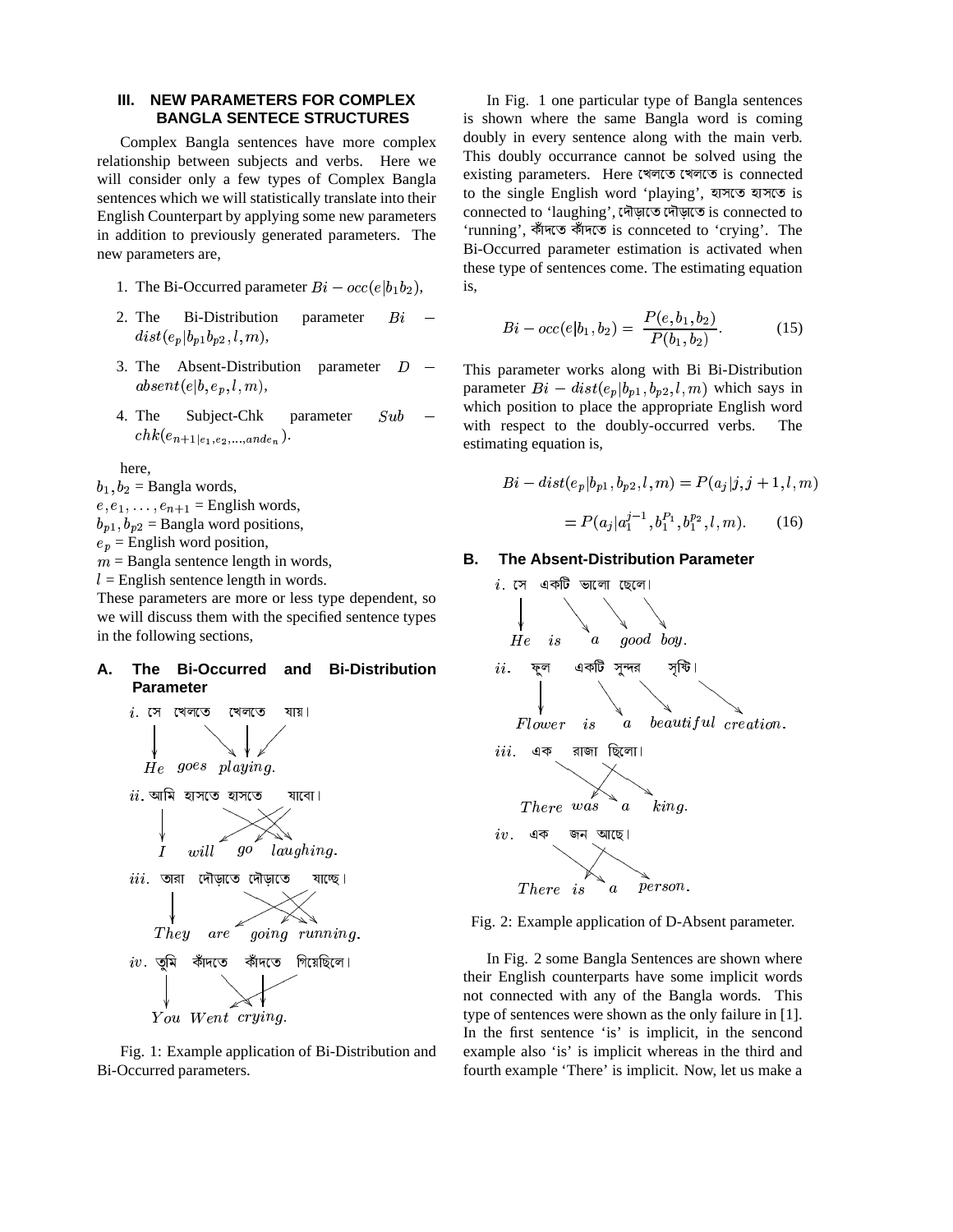## III. NEW PARAMETERS FOR COMPLEX BANGLA SENTECE STRUCTURES

Complex Bangla sentences have more complex relationship between subjects and verbs. Here we will consider only a few types of Complex Bangla sentences which we will statistically translate into their English Counterpart by applying some new parameters in addition to previously generated parameters. The new parameters are,

1. The Bi-Occurred parameter $Bi - occ(e|b_1b_2)$,
2. The Bi-Distribution parameter $Bi - dist(e_p|b_{p1}b_{p2}, l, m)$,
3. The Absent-Distribution parameter $D - absent(e|b, e_p, l, m)$,
4. The Subject-Chk parameter $Sub - chk(e_{n+1|e_1,e_2,...,and e_n})$.

here,
$b_1, b_2$ = Bangla words,
$e, e_1, \ldots, e_{n+1}$ = English words,
$b_{p1}, b_{p2}$ = Bangla word positions,
$e_p$ = English word position,
$m$ = Bangla sentence length in words,
$l$ = English sentence length in words.
These parameters are more or less type dependent, so we will discuss them with the specified sentence types in the following sections,

### A. The Bi-Occurred and Bi-Distribution Parameter

$i.$ সে খেলতে খেলতে যায়।
$He$ $goes$ $playing.$

$ii.$ আমি হাসতে হাসতে যাবো।
$I$ $will$ $go$ $laughing.$

$iii.$ তারা দৌড়াতে দৌড়াতে যাচ্ছে।
$They$ $are$ $going$ $running.$

$iv.$ তুমি কাঁদতে কাঁদতে গিয়েছিলে।
$You$ $Went$ $crying.$

Fig. 1: Example application of Bi-Distribution and Bi-Occurred parameters.

In Fig. 1 one particular type of Bangla sentences is shown where the same Bangla word is coming doubly in every sentence along with the main verb. This doubly occurrance cannot be solved using the existing parameters. Here খেলতে খেলতে is connected to the single English word 'playing', হাসতে হাসতে is connected to 'laughing', দৌড়াতে দৌড়াতে is connected to 'running', কাঁদতে কাঁদতে is connceted to 'crying'. The Bi-Occurred parameter estimation is activated when these type of sentences come. The estimating equation is,

$$Bi - occ(e|b_1, b_2) = \frac{P(e, b_1, b_2)}{P(b_1, b_2)}. \qquad (15)$$

This parameter works along with Bi Bi-Distribution parameter $Bi - dist(e_p|b_{p1}, b_{p2}, l, m)$ which says in which position to place the appropriate English word with respect to the doubly-occurred verbs. The estimating equation is,

$$Bi - dist(e_p|b_{p1}, b_{p2}, l, m) = P(a_j|j, j+1, l, m)$$
$$= P(a_j|a_1^{j-1}, b_1^{P_1}, b_1^{p_2}, l, m). \qquad (16)$$

### B. The Absent-Distribution Parameter

$i.$ সে একটি ভালো ছেলে।
$He$ $is$ $a$ $good$ $boy.$

$ii.$ ফুল একটি সুন্দর সৃষ্টি।
$Flower$ $is$ $a$ $beautiful$ $creation.$

$iii.$ এক রাজা ছিলো।
$There$ $was$ $a$ $king.$

$iv.$ এক জন আছে।
$There$ $is$ $a$ $person.$

Fig. 2: Example application of D-Absent parameter.

In Fig. 2 some Bangla Sentences are shown where their English counterparts have some implicit words not connected with any of the Bangla words. This type of sentences were shown as the only failure in [1]. In the first sentence 'is' is implicit, in the sencond example also 'is' is implicit whereas in the third and fourth example 'There' is implicit. Now, let us make a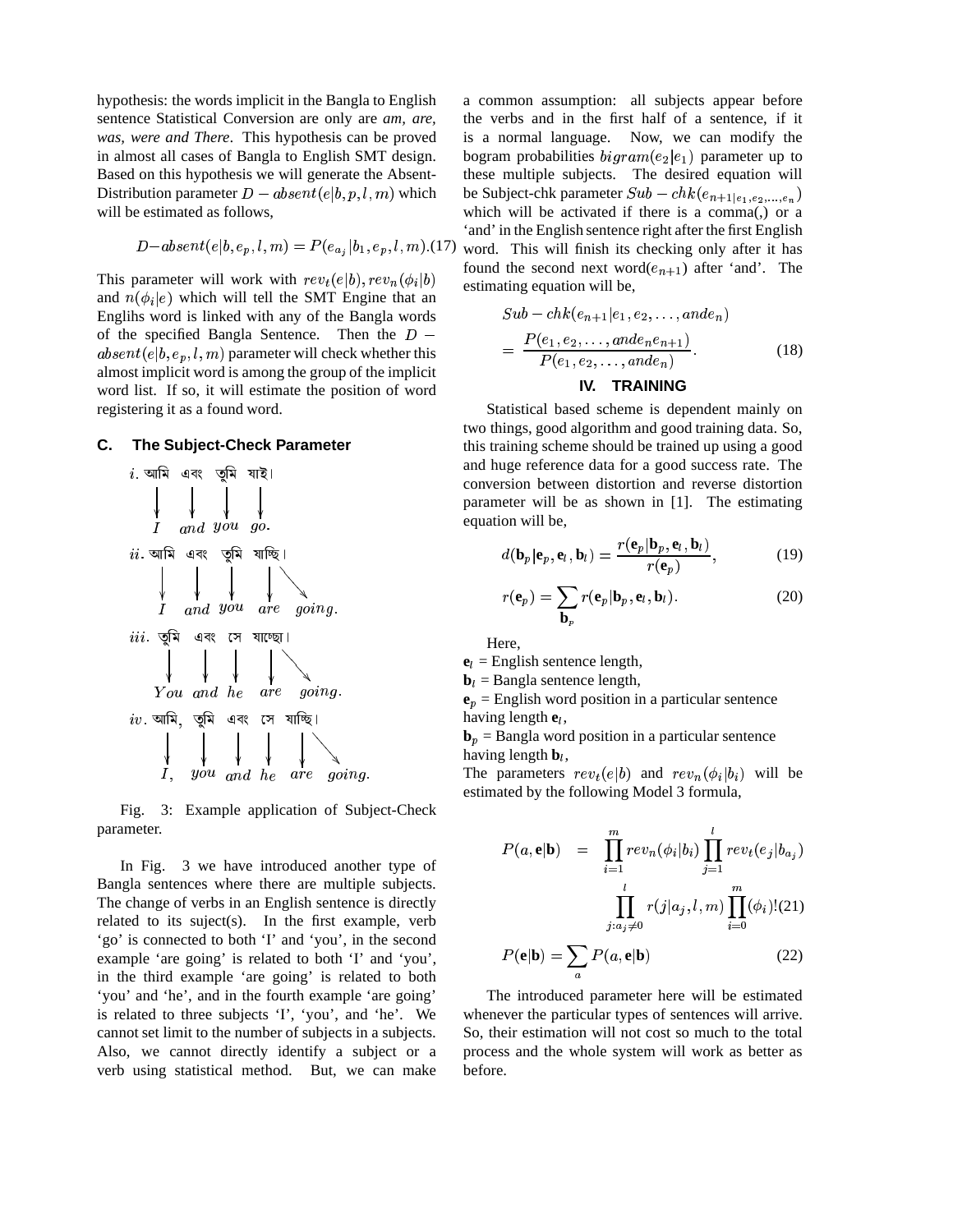hypothesis: the words implicit in the Bangla to English sentence Statistical Conversion are only are *am, are, was, were and There*. This hypothesis can be proved in almost all cases of Bangla to English SMT design. Based on this hypothesis we will generate the Absent-Distribution parameter $D-absent(e|b,p,l,m)$ which will be estimated as follows,

$$D\text{−}absent(e|b,e_p,l,m) = P(e_{a_j}|b_1,e_p,l,m). \quad (17)$$

This parameter will work with $rev_t(e|b), rev_n(\phi_i|b)$ and $n(\phi_i|e)$ which will tell the SMT Engine that an Englihs word is linked with any of the Bangla words of the specified Bangla Sentence. Then the $D-absent(e|b,e_p,l,m)$ parameter will check whether this almost implicit word is among the group of the implicit word list. If so, it will estimate the position of word registering it as a found word.

### C. The Subject-Check Parameter

$i.$ আমি এবং তুমি যাই।
$I$ $and$ $you$ $go.$

$ii.$ আমি এবং তুমি যাচ্ছি।
$I$ $and$ $you$ $are$ $going.$

$iii.$ তুমি এবং সে যাচ্ছো।
$You$ $and$ $he$ $are$ $going.$

$iv.$ আমি, তুমি এবং সে যাচ্ছি।
$I,$ $you$ $and$ $he$ $are$ $going.$

Fig. 3: Example application of Subject-Check parameter.

In Fig. 3 we have introduced another type of Bangla sentences where there are multiple subjects. The change of verbs in an English sentence is directly related to its suject(s). In the first example, verb 'go' is connected to both 'I' and 'you', in the second example 'are going' is related to both 'I' and 'you', in the third example 'are going' is related to both 'you' and 'he', and in the fourth example 'are going' is related to three subjects 'I', 'you', and 'he'. We cannot set limit to the number of subjects in a subjects. Also, we cannot directly identify a subject or a verb using statistical method. But, we can make a common assumption: all subjects appear before the verbs and in the first half of a sentence, if it is a normal language. Now, we can modify the bogram probabilities $bigram(e_2|e_1)$ parameter up to these multiple subjects. The desired equation will be Subject-chk parameter $Sub-chk(e_{n+1|e_1,e_2,\ldots,e_n})$ which will be activated if there is a comma(,) or a 'and' in the English sentence right after the first English word. This will finish its checking only after it has found the second next word($e_{n+1}$) after 'and'. The estimating equation will be,

$$\begin{aligned} & Sub-chk(e_{n+1}|e_1,e_2,\ldots,and e_n) \\ &= \frac{P(e_1,e_2,\ldots,and e_n e_{n+1})}{P(e_1,e_2,\ldots,and e_n)}. \end{aligned} \quad (18)$$

## IV. TRAINING

Statistical based scheme is dependent mainly on two things, good algorithm and good training data. So, this training scheme should be trained up using a good and huge reference data for a good success rate. The conversion between distortion and reverse distortion parameter will be as shown in [1]. The estimating equation will be,

$$d(\mathbf{b}_p|\mathbf{e}_p,\mathbf{e}_l,\mathbf{b}_l) = \frac{r(\mathbf{e}_p|\mathbf{b}_p,\mathbf{e}_l,\mathbf{b}_l)}{r(\mathbf{e}_p)}, \quad (19)$$

$$r(\mathbf{e}_p) = \sum_{\mathbf{b}_p} r(\mathbf{e}_p|\mathbf{b}_p,\mathbf{e}_l,\mathbf{b}_l). \quad (20)$$

Here,
$\mathbf{e}_l$ = English sentence length,
$\mathbf{b}_l$ = Bangla sentence length,
$\mathbf{e}_p$ = English word position in a particular sentence having length $\mathbf{e}_l$,
$\mathbf{b}_p$ = Bangla word position in a particular sentence having length $\mathbf{b}_l$,
The parameters $rev_t(e|b)$ and $rev_n(\phi_i|b_i)$ will be estimated by the following Model 3 formula,

$$\begin{aligned} P(a,\mathbf{e}|\mathbf{b}) &= \prod_{i=1}^{m} rev_n(\phi_i|b_i) \prod_{j=1}^{l} rev_t(e_j|b_{a_j}) \\ & \prod_{j:a_j\neq 0}^{l} r(j|a_j,l,m) \prod_{i=0}^{m}(\phi_i)! \end{aligned} \quad (21)$$

$$P(\mathbf{e}|\mathbf{b}) = \sum_a P(a,\mathbf{e}|\mathbf{b}) \quad (22)$$

The introduced parameter here will be estimated whenever the particular types of sentences will arrive. So, their estimation will not cost so much to the total process and the whole system will work as better as before.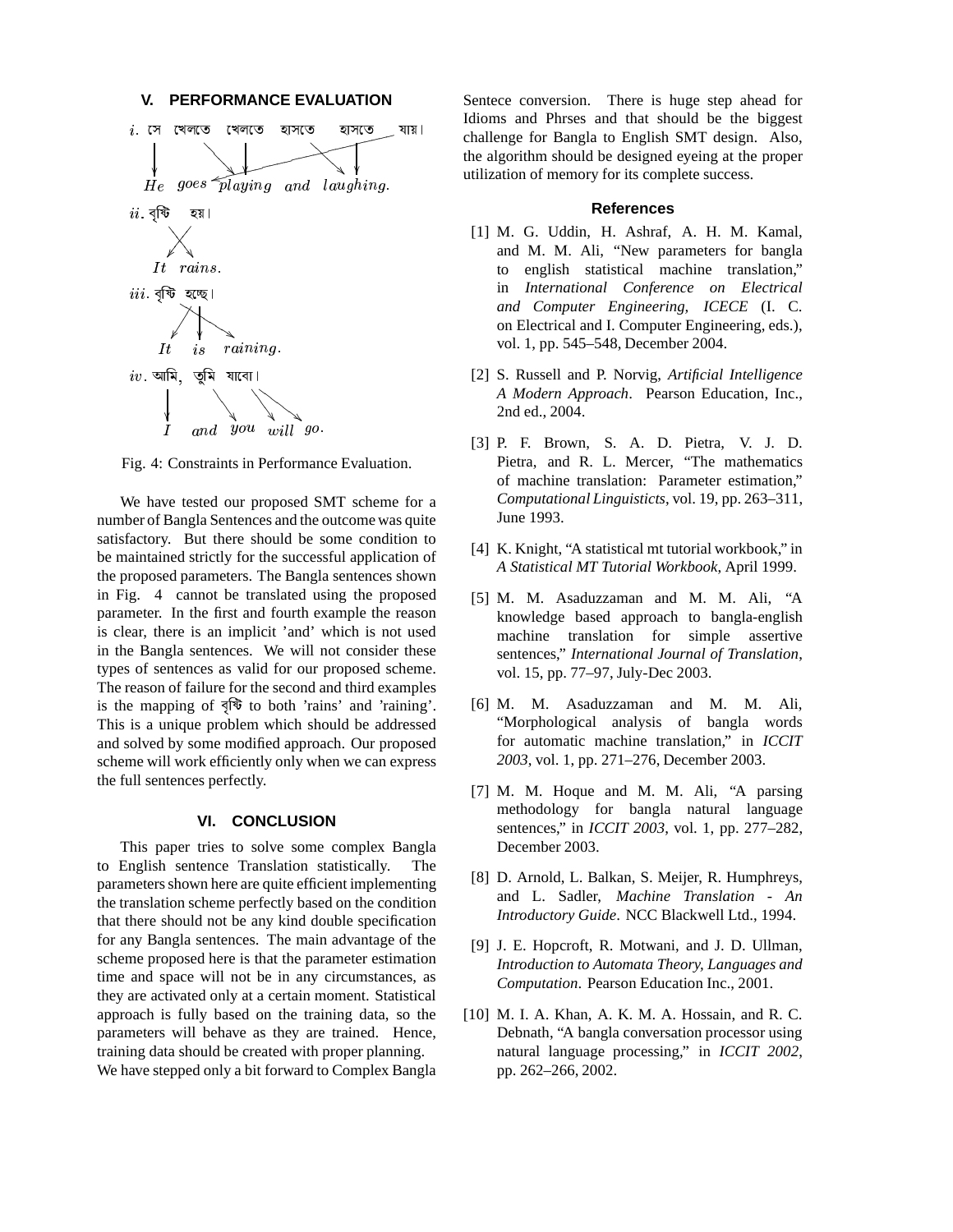## V. PERFORMANCE EVALUATION

i. সে খেলতে খেলতে হাসতে হাসতে যায়।

He goes playing and laughing.

ii. বৃষ্টি হয়।

It rains.

iii. বৃষ্টি হচ্ছে।

It is raining.

iv. আমি, তুমি যাবো।

I and you will go.

Fig. 4: Constraints in Performance Evaluation.

We have tested our proposed SMT scheme for a number of Bangla Sentences and the outcome was quite satisfactory. But there should be some condition to be maintained strictly for the successful application of the proposed parameters. The Bangla sentences shown in Fig. 4 cannot be translated using the proposed parameter. In the first and fourth example the reason is clear, there is an implicit 'and' which is not used in the Bangla sentences. We will not consider these types of sentences as valid for our proposed scheme. The reason of failure for the second and third examples is the mapping of বৃষ্টি to both 'rains' and 'raining'. This is a unique problem which should be addressed and solved by some modified approach. Our proposed scheme will work efficiently only when we can express the full sentences perfectly.

## VI. CONCLUSION

This paper tries to solve some complex Bangla to English sentence Translation statistically. The parameters shown here are quite efficient implementing the translation scheme perfectly based on the condition that there should not be any kind double specification for any Bangla sentences. The main advantage of the scheme proposed here is that the parameter estimation time and space will not be in any circumstances, as they are activated only at a certain moment. Statistical approach is fully based on the training data, so the parameters will behave as they are trained. Hence, training data should be created with proper planning.
We have stepped only a bit forward to Complex Bangla Sentece conversion. There is huge step ahead for Idioms and Phrses and that should be the biggest challenge for Bangla to English SMT design. Also, the algorithm should be designed eyeing at the proper utilization of memory for its complete success.

## References

[1] M. G. Uddin, H. Ashraf, A. H. M. Kamal, and M. M. Ali, "New parameters for bangla to english statistical machine translation," in *International Conference on Electrical and Computer Engineering, ICECE* (I. C. on Electrical and I. Computer Engineering, eds.), vol. 1, pp. 545–548, December 2004.

[2] S. Russell and P. Norvig, *Artificial Intelligence A Modern Approach*. Pearson Education, Inc., 2nd ed., 2004.

[3] P. F. Brown, S. A. D. Pietra, V. J. D. Pietra, and R. L. Mercer, "The mathematics of machine translation: Parameter estimation," *Computational Linguisticts*, vol. 19, pp. 263–311, June 1993.

[4] K. Knight, "A statistical mt tutorial workbook," in *A Statistical MT Tutorial Workbook*, April 1999.

[5] M. M. Asaduzzaman and M. M. Ali, "A knowledge based approach to bangla-english machine translation for simple assertive sentences," *International Journal of Translation*, vol. 15, pp. 77–97, July-Dec 2003.

[6] M. M. Asaduzzaman and M. M. Ali, "Morphological analysis of bangla words for automatic machine translation," in *ICCIT 2003*, vol. 1, pp. 271–276, December 2003.

[7] M. M. Hoque and M. M. Ali, "A parsing methodology for bangla natural language sentences," in *ICCIT 2003*, vol. 1, pp. 277–282, December 2003.

[8] D. Arnold, L. Balkan, S. Meijer, R. Humphreys, and L. Sadler, *Machine Translation - An Introductory Guide*. NCC Blackwell Ltd., 1994.

[9] J. E. Hopcroft, R. Motwani, and J. D. Ullman, *Introduction to Automata Theory, Languages and Computation*. Pearson Education Inc., 2001.

[10] M. I. A. Khan, A. K. M. A. Hossain, and R. C. Debnath, "A bangla conversation processor using natural language processing," in *ICCIT 2002*, pp. 262–266, 2002.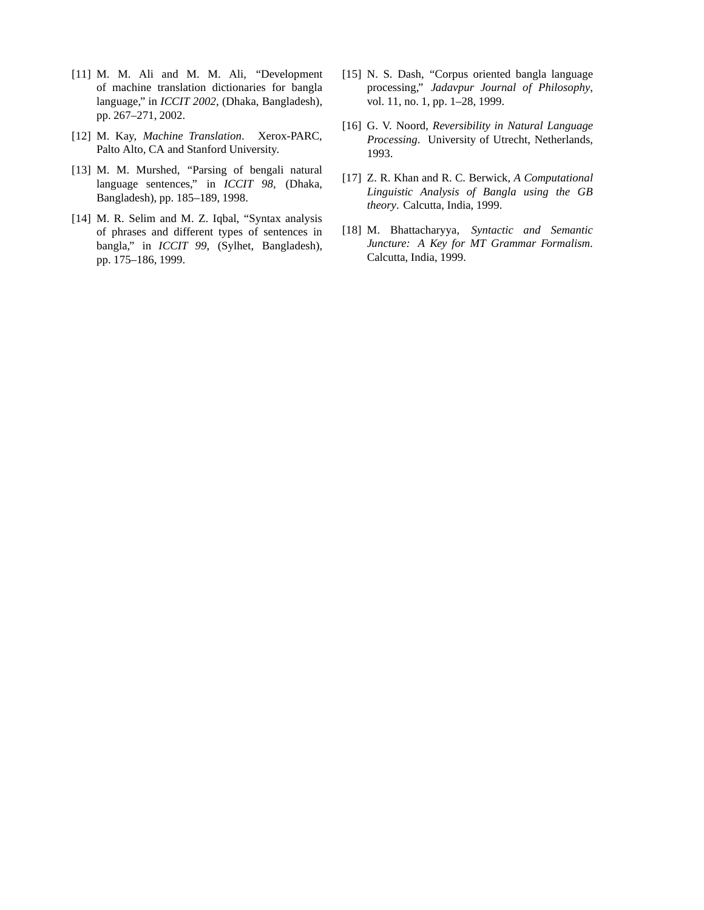[11] M. M. Ali and M. M. Ali, "Development of machine translation dictionaries for bangla language," in *ICCIT 2002*, (Dhaka, Bangladesh), pp. 267–271, 2002.

[12] M. Kay, *Machine Translation*. Xerox-PARC, Palto Alto, CA and Stanford University.

[13] M. M. Murshed, "Parsing of bengali natural language sentences," in *ICCIT 98*, (Dhaka, Bangladesh), pp. 185–189, 1998.

[14] M. R. Selim and M. Z. Iqbal, "Syntax analysis of phrases and different types of sentences in bangla," in *ICCIT 99*, (Sylhet, Bangladesh), pp. 175–186, 1999.

[15] N. S. Dash, "Corpus oriented bangla language processing," *Jadavpur Journal of Philosophy*, vol. 11, no. 1, pp. 1–28, 1999.

[16] G. V. Noord, *Reversibility in Natural Language Processing*. University of Utrecht, Netherlands, 1993.

[17] Z. R. Khan and R. C. Berwick, *A Computational Linguistic Analysis of Bangla using the GB theory*. Calcutta, India, 1999.

[18] M. Bhattacharyya, *Syntactic and Semantic Juncture: A Key for MT Grammar Formalism*. Calcutta, India, 1999.